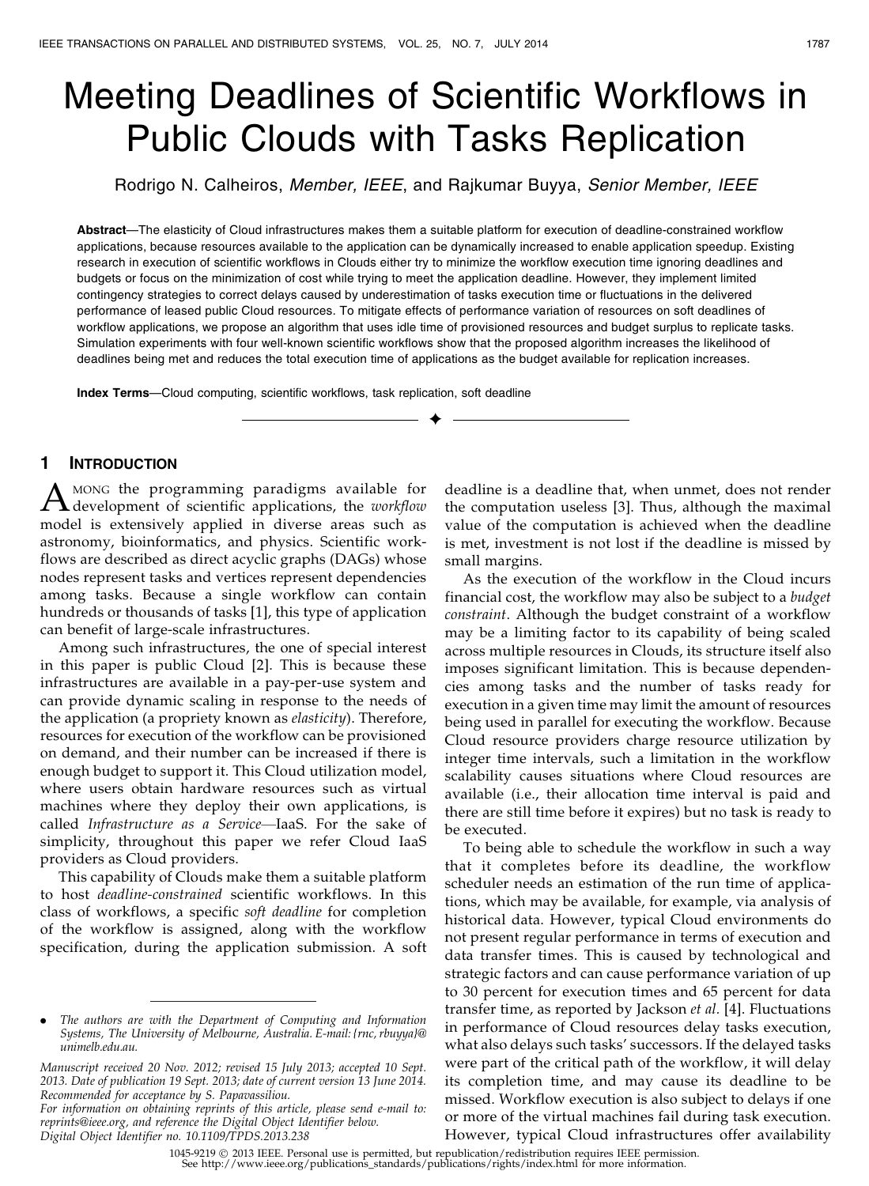# Meeting Deadlines of Scientific Workflows in Public Clouds with Tasks Replication

Rodrigo N. Calheiros, *Member, IEEE*, and Rajkumar Buyya, *Senior Member, IEEE*

**Abstract**—The elasticity of Cloud infrastructures makes them a suitable platform for execution of deadline-constrained workflow applications, because resources available to the application can be dynamically increased to enable application speedup. Existing research in execution of scientific workflows in Clouds either try to minimize the workflow execution time ignoring deadlines and budgets or focus on the minimization of cost while trying to meet the application deadline. However, they implement limited contingency strategies to correct delays caused by underestimation of tasks execution time or fluctuations in the delivered performance of leased public Cloud resources. To mitigate effects of performance variation of resources on soft deadlines of workflow applications, we propose an algorithm that uses idle time of provisioned resources and budget surplus to replicate tasks. Simulation experiments with four well-known scientific workflows show that the proposed algorithm increases the likelihood of deadlines being met and reduces the total execution time of applications as the budget available for replication increases.

**Index Terms**—Cloud computing, scientific workflows, task replication, soft deadline

## 1 Introduction

Among the programming paradigms available for development of scientific applications, the *workflow* model is extensively applied in diverse areas such as astronomy, bioinformatics, and physics. Scientific workflows are described as direct acyclic graphs (DAGs) whose nodes represent tasks and vertices represent dependencies among tasks. Because a single workflow can contain hundreds or thousands of tasks [1], this type of application can benefit of large-scale infrastructures.

Among such infrastructures, the one of special interest in this paper is public Cloud [2]. This is because these infrastructures are available in a pay-per-use system and can provide dynamic scaling in response to the needs of the application (a propriety known as *elasticity*). Therefore, resources for execution of the workflow can be provisioned on demand, and their number can be increased if there is enough budget to support it. This Cloud utilization model, where users obtain hardware resources such as virtual machines where they deploy their own applications, is called *Infrastructure as a Service*—IaaS. For the sake of simplicity, throughout this paper we refer Cloud IaaS providers as Cloud providers.

This capability of Clouds make them a suitable platform to host *deadline-constrained* scientific workflows. In this class of workflows, a specific *soft deadline* for completion of the workflow is assigned, along with the workflow specification, during the application submission. A soft deadline is a deadline that, when unmet, does not render the computation useless [3]. Thus, although the maximal value of the computation is achieved when the deadline is met, investment is not lost if the deadline is missed by small margins.

As the execution of the workflow in the Cloud incurs financial cost, the workflow may also be subject to a *budget constraint*. Although the budget constraint of a workflow may be a limiting factor to its capability of being scaled across multiple resources in Clouds, its structure itself also imposes significant limitation. This is because dependencies among tasks and the number of tasks ready for execution in a given time may limit the amount of resources being used in parallel for executing the workflow. Because Cloud resource providers charge resource utilization by integer time intervals, such a limitation in the workflow scalability causes situations where Cloud resources are available (i.e., their allocation time interval is paid and there are still time before it expires) but no task is ready to be executed.

To being able to schedule the workflow in such a way that it completes before its deadline, the workflow scheduler needs an estimation of the run time of applications, which may be available, for example, via analysis of historical data. However, typical Cloud environments do not present regular performance in terms of execution and data transfer times. This is caused by technological and strategic factors and can cause performance variation of up to 30 percent for execution times and 65 percent for data transfer time, as reported by Jackson *et al.* [4]. Fluctuations in performance of Cloud resources delay tasks execution, what also delays such tasks' successors. If the delayed tasks were part of the critical path of the workflow, it will delay its completion time, and may cause its deadline to be missed. Workflow execution is also subject to delays if one or more of the virtual machines fail during task execution. However, typical Cloud infrastructures offer availability

- The authors are with the Department of Computing and Information Systems, The University of Melbourne, Australia. E-mail: {rnc, rbuyya}@unimelb.edu.au.

*Manuscript received 20 Nov. 2012; revised 15 July 2013; accepted 10 Sept. 2013. Date of publication 19 Sept. 2013; date of current version 13 June 2014. Recommended for acceptance by S. Papavassiliou.*
*For information on obtaining reprints of this article, please send e-mail to: reprints@ieee.org, and reference the Digital Object Identifier below.*
*Digital Object Identifier no. 10.1109/TPDS.2013.238*

1045-9219 © 2013 IEEE. Personal use is permitted, but republication/redistribution requires IEEE permission.
See http://www.ieee.org/publications_standards/publications/rights/index.html for more information.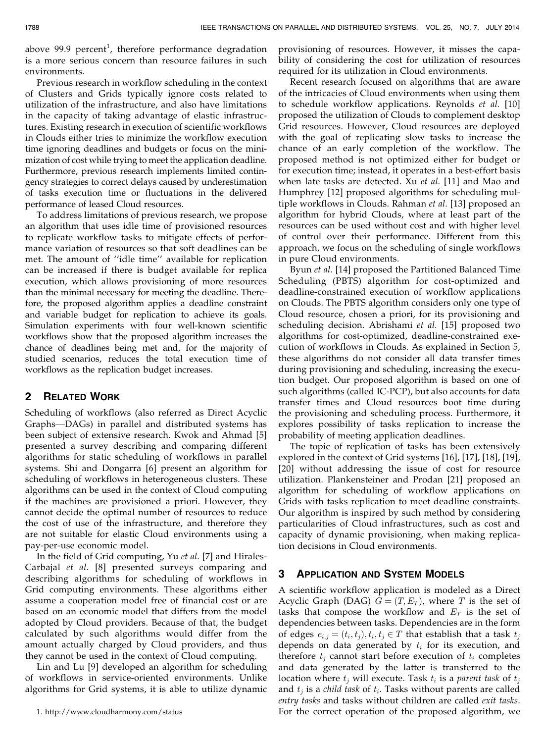above 99.9 percent[1], therefore performance degradation is a more serious concern than resource failures in such environments.

Previous research in workflow scheduling in the context of Clusters and Grids typically ignore costs related to utilization of the infrastructure, and also have limitations in the capacity of taking advantage of elastic infrastructures. Existing research in execution of scientific workflows in Clouds either tries to minimize the workflow execution time ignoring deadlines and budgets or focus on the minimization of cost while trying to meet the application deadline. Furthermore, previous research implements limited contingency strategies to correct delays caused by underestimation of tasks execution time or fluctuations in the delivered performance of leased Cloud resources.

To address limitations of previous research, we propose an algorithm that uses idle time of provisioned resources to replicate workflow tasks to mitigate effects of performance variation of resources so that soft deadlines can be met. The amount of ''idle time'' available for replication can be increased if there is budget available for replica execution, which allows provisioning of more resources than the minimal necessary for meeting the deadline. Therefore, the proposed algorithm applies a deadline constraint and variable budget for replication to achieve its goals. Simulation experiments with four well-known scientific workflows show that the proposed algorithm increases the chance of deadlines being met and, for the majority of studied scenarios, reduces the total execution time of workflows as the replication budget increases.

## 2 Related Work

Scheduling of workflows (also referred as Direct Acyclic Graphs—DAGs) in parallel and distributed systems has been subject of extensive research. Kwok and Ahmad [5] presented a survey describing and comparing different algorithms for static scheduling of workflows in parallel systems. Shi and Dongarra [6] present an algorithm for scheduling of workflows in heterogeneous clusters. These algorithms can be used in the context of Cloud computing if the machines are provisioned a priori. However, they cannot decide the optimal number of resources to reduce the cost of use of the infrastructure, and therefore they are not suitable for elastic Cloud environments using a pay-per-use economic model.

In the field of Grid computing, Yu *et al.* [7] and Hirales-Carbajal *et al.* [8] presented surveys comparing and describing algorithms for scheduling of workflows in Grid computing environments. These algorithms either assume a cooperation model free of financial cost or are based on an economic model that differs from the model adopted by Cloud providers. Because of that, the budget calculated by such algorithms would differ from the amount actually charged by Cloud providers, and thus they cannot be used in the context of Cloud computing.

Lin and Lu [9] developed an algorithm for scheduling of workflows in service-oriented environments. Unlike algorithms for Grid systems, it is able to utilize dynamic provisioning of resources. However, it misses the capability of considering the cost for utilization of resources required for its utilization in Cloud environments.

Recent research focused on algorithms that are aware of the intricacies of Cloud environments when using them to schedule workflow applications. Reynolds *et al.* [10] proposed the utilization of Clouds to complement desktop Grid resources. However, Cloud resources are deployed with the goal of replicating slow tasks to increase the chance of an early completion of the workflow. The proposed method is not optimized either for budget or for execution time; instead, it operates in a best-effort basis when late tasks are detected. Xu *et al.* [11] and Mao and Humphrey [12] proposed algorithms for scheduling multiple workflows in Clouds. Rahman *et al.* [13] proposed an algorithm for hybrid Clouds, where at least part of the resources can be used without cost and with higher level of control over their performance. Different from this approach, we focus on the scheduling of single workflows in pure Cloud environments.

Byun *et al.* [14] proposed the Partitioned Balanced Time Scheduling (PBTS) algorithm for cost-optimized and deadline-constrained execution of workflow applications on Clouds. The PBTS algorithm considers only one type of Cloud resource, chosen a priori, for its provisioning and scheduling decision. Abrishami *et al.* [15] proposed two algorithms for cost-optimized, deadline-constrained execution of workflows in Clouds. As explained in Section 5, these algorithms do not consider all data transfer times during provisioning and scheduling, increasing the execution budget. Our proposed algorithm is based on one of such algorithms (called IC-PCP), but also accounts for data transfer times and Cloud resources boot time during the provisioning and scheduling process. Furthermore, it explores possibility of tasks replication to increase the probability of meeting application deadlines.

The topic of replication of tasks has been extensively explored in the context of Grid systems [16], [17], [18], [19], [20] without addressing the issue of cost for resource utilization. Plankensteiner and Prodan [21] proposed an algorithm for scheduling of workflow applications on Grids with tasks replication to meet deadline constraints. Our algorithm is inspired by such method by considering particularities of Cloud infrastructures, such as cost and capacity of dynamic provisioning, when making replication decisions in Cloud environments.

## 3 Application and System Models

A scientific workflow application is modeled as a Direct Acyclic Graph (DAG) $G = (T, E_T)$, where $T$ is the set of tasks that compose the workflow and $E_T$ is the set of dependencies between tasks. Dependencies are in the form of edges $e_{i,j} = (t_i, t_j), t_i, t_j \in T$ that establish that a task $t_j$ depends on data generated by $t_i$ for its execution, and therefore $t_j$ cannot start before execution of $t_i$ completes and data generated by the latter is transferred to the location where $t_j$ will execute. Task $t_i$ is a *parent task* of $t_j$ and $t_j$ is a *child task* of $t_i$. Tasks without parents are called *entry tasks* and tasks without children are called *exit tasks*. For the correct operation of the proposed algorithm, we

1. http://www.cloudharmony.com/status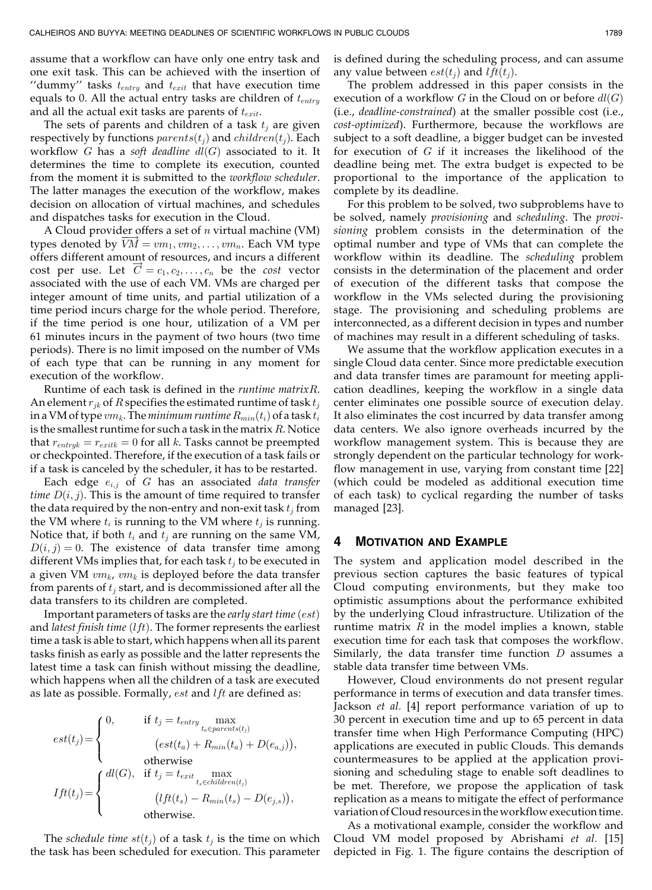assume that a workflow can have only one entry task and one exit task. This can be achieved with the insertion of "dummy" tasks $t_{entry}$ and $t_{exit}$ that have execution time equals to 0. All the actual entry tasks are children of $t_{entry}$ and all the actual exit tasks are parents of $t_{exit}$.

The sets of parents and children of a task $t_j$ are given respectively by functions $parents(t_j)$ and $children(t_j)$. Each workflow $G$ has a *soft deadline* $dl(G)$ associated to it. It determines the time to complete its execution, counted from the moment it is submitted to the *workflow scheduler*. The latter manages the execution of the workflow, makes decision on allocation of virtual machines, and schedules and dispatches tasks for execution in the Cloud.

A Cloud provider offers a set of $n$ virtual machine (VM) types denoted by $\overrightarrow{VM} = vm_1, vm_2, \ldots, vm_n$. Each VM type offers different amount of resources, and incurs a different cost per use. Let $\overrightarrow{C} = c_1, c_2, \ldots, c_n$ be the *cost* vector associated with the use of each VM. VMs are charged per integer amount of time units, and partial utilization of a time period incurs charge for the whole period. Therefore, if the time period is one hour, utilization of a VM per 61 minutes incurs in the payment of two hours (two time periods). There is no limit imposed on the number of VMs of each type that can be running in any moment for execution of the workflow.

Runtime of each task is defined in the *runtime matrix* $R$. An element $r_{jk}$ of $R$ specifies the estimated runtime of task $t_j$ in a VM of type $vm_k$. The *minimum runtime* $R_{min}(t_i)$ of a task $t_i$ is the smallest runtime for such a task in the matrix $R$. Notice that $r_{entryk} = r_{exitk} = 0$ for all $k$. Tasks cannot be preempted or checkpointed. Therefore, if the execution of a task fails or if a task is canceled by the scheduler, it has to be restarted.

Each edge $e_{i,j}$ of $G$ has an associated *data transfer time* $D(i,j)$. This is the amount of time required to transfer the data required by the non-entry and non-exit task $t_j$ from the VM where $t_i$ is running to the VM where $t_j$ is running. Notice that, if both $t_i$ and $t_j$ are running on the same VM, $D(i,j) = 0$. The existence of data transfer time among different VMs implies that, for each task $t_j$ to be executed in a given VM $vm_k$, $vm_k$ is deployed before the data transfer from parents of $t_j$ start, and is decommissioned after all the data transfers to its children are completed.

Important parameters of tasks are the *early start time* ($est$) and *latest finish time* ($lft$). The former represents the earliest time a task is able to start, which happens when all its parent tasks finish as early as possible and the latter represents the latest time a task can finish without missing the deadline, which happens when all the children of a task are executed as late as possible. Formally, $est$ and $lft$ are defined as:

$$
est(t_j) = \begin{cases} 0, & \text{if } t_j = t_{entry} \\ \max\limits_{t_a \in parents(t_j)} \big(est(t_a) + R_{min}(t_a) + D(e_{a,j})\big), & \text{otherwise} \end{cases}
$$

$$
lft(t_j) = \begin{cases} dl(G), & \text{if } t_j = t_{exit} \\ \min\limits_{t_s \in children(t_j)} \big(lft(t_s) - R_{min}(t_s) - D(e_{j,s})\big), & \text{otherwise.} \end{cases}
$$

The *schedule time* $st(t_j)$ of a task $t_j$ is the time on which the task has been scheduled for execution. This parameter is defined during the scheduling process, and can assume any value between $est(t_j)$ and $lft(t_j)$.

The problem addressed in this paper consists in the execution of a workflow $G$ in the Cloud on or before $dl(G)$ (i.e., *deadline-constrained*) at the smaller possible cost (i.e., *cost-optimized*). Furthermore, because the workflows are subject to a soft deadline, a bigger budget can be invested for execution of $G$ if it increases the likelihood of the deadline being met. The extra budget is expected to be proportional to the importance of the application to complete by its deadline.

For this problem to be solved, two subproblems have to be solved, namely *provisioning* and *scheduling*. The *provisioning* problem consists in the determination of the optimal number and type of VMs that can complete the workflow within its deadline. The *scheduling* problem consists in the determination of the placement and order of execution of the different tasks that compose the workflow in the VMs selected during the provisioning stage. The provisioning and scheduling problems are interconnected, as a different decision in types and number of machines may result in a different scheduling of tasks.

We assume that the workflow application executes in a single Cloud data center. Since more predictable execution and data transfer times are paramount for meeting application deadlines, keeping the workflow in a single data center eliminates one possible source of execution delay. It also eliminates the cost incurred by data transfer among data centers. We also ignore overheads incurred by the workflow management system. This is because they are strongly dependent on the particular technology for workflow management in use, varying from constant time [22] (which could be modeled as additional execution time of each task) to cyclical regarding the number of tasks managed [23].

## 4 Motivation and Example

The system and application model described in the previous section captures the basic features of typical Cloud computing environments, but they make too optimistic assumptions about the performance exhibited by the underlying Cloud infrastructure. Utilization of the runtime matrix $R$ in the model implies a known, stable execution time for each task that composes the workflow. Similarly, the data transfer time function $D$ assumes a stable data transfer time between VMs.

However, Cloud environments do not present regular performance in terms of execution and data transfer times. Jackson *et al.* [4] report performance variation of up to 30 percent in execution time and up to 65 percent in data transfer time when High Performance Computing (HPC) applications are executed in public Clouds. This demands countermeasures to be applied at the application provisioning and scheduling stage to enable soft deadlines to be met. Therefore, we propose the application of task replication as a means to mitigate the effect of performance variation of Cloud resources in the workflow execution time.

As a motivational example, consider the workflow and Cloud VM model proposed by Abrishami *et al.* [15] depicted in Fig. 1. The figure contains the description of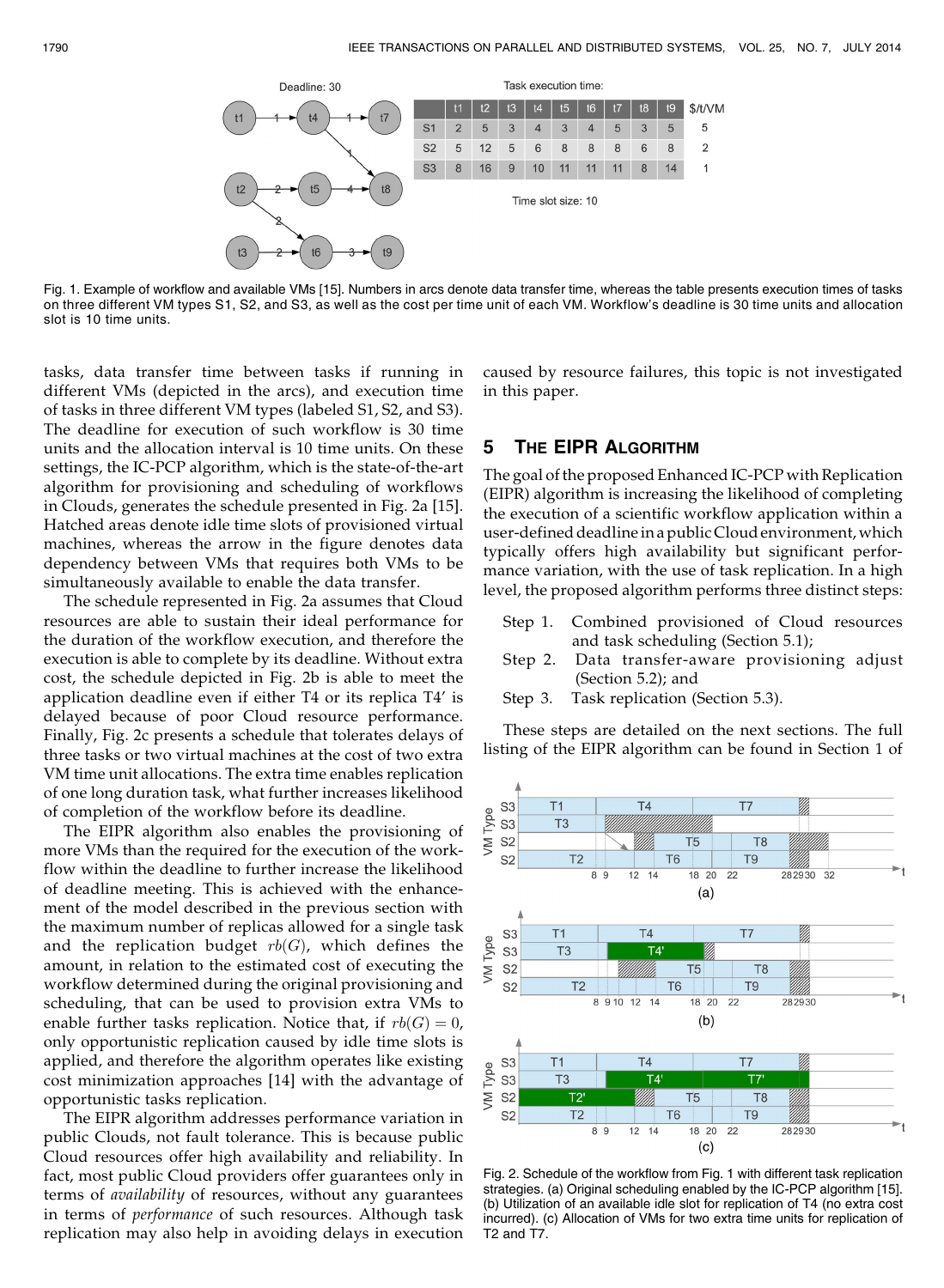Deadline: 30

Task execution time:

| | t1 | t2 | t3 | t4 | t5 | t6 | t7 | t8 | t9 | $/t/VM |
|---|---|---|---|---|---|---|---|---|---|---|
| S1 | 2 | 5 | 3 | 4 | 3 | 4 | 5 | 3 | 5 | 5 |
| S2 | 5 | 12 | 5 | 6 | 8 | 8 | 8 | 6 | 8 | 2 |
| S3 | 8 | 16 | 9 | 10 | 11 | 11 | 11 | 8 | 14 | 1 |

Time slot size: 10

Fig. 1. Example of workflow and available VMs [15]. Numbers in arcs denote data transfer time, whereas the table presents execution times of tasks on three different VM types S1, S2, and S3, as well as the cost per time unit of each VM. Workflow's deadline is 30 time units and allocation slot is 10 time units.

tasks, data transfer time between tasks if running in different VMs (depicted in the arcs), and execution time of tasks in three different VM types (labeled S1, S2, and S3). The deadline for execution of such workflow is 30 time units and the allocation interval is 10 time units. On these settings, the IC-PCP algorithm, which is the state-of-the-art algorithm for provisioning and scheduling of workflows in Clouds, generates the schedule presented in Fig. 2a [15]. Hatched areas denote idle time slots of provisioned virtual machines, whereas the arrow in the figure denotes data dependency between VMs that requires both VMs to be simultaneously available to enable the data transfer.

The schedule represented in Fig. 2a assumes that Cloud resources are able to sustain their ideal performance for the duration of the workflow execution, and therefore the execution is able to complete by its deadline. Without extra cost, the schedule depicted in Fig. 2b is able to meet the application deadline even if either T4 or its replica T4′ is delayed because of poor Cloud resource performance. Finally, Fig. 2c presents a schedule that tolerates delays of three tasks or two virtual machines at the cost of two extra VM time unit allocations. The extra time enables replication of one long duration task, what further increases likelihood of completion of the workflow before its deadline.

The EIPR algorithm also enables the provisioning of more VMs than the required for the execution of the workflow within the deadline to further increase the likelihood of deadline meeting. This is achieved with the enhancement of the model described in the previous section with the maximum number of replicas allowed for a single task and the replication budget $rb(G)$, which defines the amount, in relation to the estimated cost of executing the workflow determined during the original provisioning and scheduling, that can be used to provision extra VMs to enable further tasks replication. Notice that, if $rb(G) = 0$, only opportunistic replication caused by idle time slots is applied, and therefore the algorithm operates like existing cost minimization approaches [14] with the advantage of opportunistic tasks replication.

The EIPR algorithm addresses performance variation in public Clouds, not fault tolerance. This is because public Cloud resources offer high availability and reliability. In fact, most public Cloud providers offer guarantees only in terms of *availability* of resources, without any guarantees in terms of *performance* of such resources. Although task replication may also help in avoiding delays in execution caused by resource failures, this topic is not investigated in this paper.

## 5 The EIPR Algorithm

The goal of the proposed Enhanced IC-PCP with Replication (EIPR) algorithm is increasing the likelihood of completing the execution of a scientific workflow application within a user-defined deadline in a public Cloud environment, which typically offers high availability but significant performance variation, with the use of task replication. In a high level, the proposed algorithm performs three distinct steps:

Step 1. Combined provisioned of Cloud resources and task scheduling (Section 5.1);

Step 2. Data transfer-aware provisioning adjust (Section 5.2); and

Step 3. Task replication (Section 5.3).

These steps are detailed on the next sections. The full listing of the EIPR algorithm can be found in Section 1 of

Fig. 2. Schedule of the workflow from Fig. 1 with different task replication strategies. (a) Original scheduling enabled by the IC-PCP algorithm [15]. (b) Utilization of an available idle slot for replication of T4 (no extra cost incurred). (c) Allocation of VMs for two extra time units for replication of T2 and T7.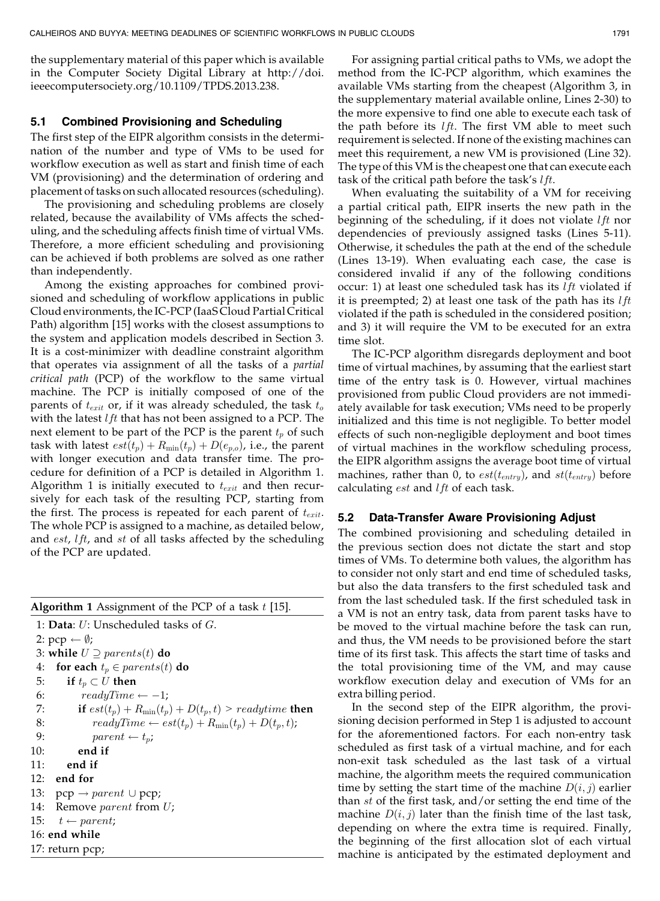the supplementary material of this paper which is available in the Computer Society Digital Library at http://doi.ieeecomputersociety.org/10.1109/TPDS.2013.238.

### 5.1 Combined Provisioning and Scheduling

The first step of the EIPR algorithm consists in the determination of the number and type of VMs to be used for workflow execution as well as start and finish time of each VM (provisioning) and the determination of ordering and placement of tasks on such allocated resources (scheduling).

The provisioning and scheduling problems are closely related, because the availability of VMs affects the scheduling, and the scheduling affects finish time of virtual VMs. Therefore, a more efficient scheduling and provisioning can be achieved if both problems are solved as one rather than independently.

Among the existing approaches for combined provisioned and scheduling of workflow applications in public Cloud environments, the IC-PCP (IaaS Cloud Partial Critical Path) algorithm [15] works with the closest assumptions to the system and application models described in Section 3. It is a cost-minimizer with deadline constraint algorithm that operates via assignment of all the tasks of a *partial critical path* (PCP) of the workflow to the same virtual machine. The PCP is initially composed of one of the parents of $t_{exit}$ or, if it was already scheduled, the task $t_o$ with the latest $lft$ that has not been assigned to a PCP. The next element to be part of the PCP is the parent $t_p$ of such task with latest $est(t_p) + R_{\min}(t_p) + D(e_{p,o})$, i.e., the parent with longer execution and data transfer time. The procedure for definition of a PCP is detailed in Algorithm 1. Algorithm 1 is initially executed to $t_{exit}$ and then recursively for each task of the resulting PCP, starting from the first. The process is repeated for each parent of $t_{exit}$. The whole PCP is assigned to a machine, as detailed below, and $est$, $lft$, and $st$ of all tasks affected by the scheduling of the PCP are updated.

**Algorithm 1** Assignment of the PCP of a task $t$ [15].

```
1: Data: U: Unscheduled tasks of G.
2: pcp ← ∅;
3: while U ⊇ parents(t) do
4:   for each t_p ∈ parents(t) do
5:     if t_p ⊂ U then
6:       readyTime ← −1;
7:       if est(t_p) + R_min(t_p) + D(t_p, t) > readytime then
8:         readyTime ← est(t_p) + R_min(t_p) + D(t_p, t);
9:         parent ← t_p;
10:      end if
11:    end if
12:  end for
13:  pcp → parent ∪ pcp;
14:  Remove parent from U;
15:  t ← parent;
16: end while
17: return pcp;
```

For assigning partial critical paths to VMs, we adopt the method from the IC-PCP algorithm, which examines the available VMs starting from the cheapest (Algorithm 3, in the supplementary material available online, Lines 2-30) to the more expensive to find one able to execute each task of the path before its $lft$. The first VM able to meet such requirement is selected. If none of the existing machines can meet this requirement, a new VM is provisioned (Line 32). The type of this VM is the cheapest one that can execute each task of the critical path before the task's $lft$.

When evaluating the suitability of a VM for receiving a partial critical path, EIPR inserts the new path in the beginning of the scheduling, if it does not violate $lft$ nor dependencies of previously assigned tasks (Lines 5-11). Otherwise, it schedules the path at the end of the schedule (Lines 13-19). When evaluating each case, the case is considered invalid if any of the following conditions occur: 1) at least one scheduled task has its $lft$ violated if it is preempted; 2) at least one task of the path has its $lft$ violated if the path is scheduled in the considered position; and 3) it will require the VM to be executed for an extra time slot.

The IC-PCP algorithm disregards deployment and boot time of virtual machines, by assuming that the earliest start time of the entry task is 0. However, virtual machines provisioned from public Cloud providers are not immediately available for task execution; VMs need to be properly initialized and this time is not negligible. To better model effects of such non-negligible deployment and boot times of virtual machines in the workflow scheduling process, the EIPR algorithm assigns the average boot time of virtual machines, rather than 0, to $est(t_{entry})$, and $st(t_{entry})$ before calculating $est$ and $lft$ of each task.

### 5.2 Data-Transfer Aware Provisioning Adjust

The combined provisioning and scheduling detailed in the previous section does not dictate the start and stop times of VMs. To determine both values, the algorithm has to consider not only start and end time of scheduled tasks, but also the data transfers to the first scheduled task and from the last scheduled task. If the first scheduled task in a VM is not an entry task, data from parent tasks have to be moved to the virtual machine before the task can run, and thus, the VM needs to be provisioned before the start time of its first task. This affects the start time of tasks and the total provisioning time of the VM, and may cause workflow execution delay and execution of VMs for an extra billing period.

In the second step of the EIPR algorithm, the provisioning decision performed in Step 1 is adjusted to account for the aforementioned factors. For each non-entry task scheduled as first task of a virtual machine, and for each non-exit task scheduled as the last task of a virtual machine, the algorithm meets the required communication time by setting the start time of the machine $D(i, j)$ earlier than $st$ of the first task, and/or setting the end time of the machine $D(i, j)$ later than the finish time of the last task, depending on where the extra time is required. Finally, the beginning of the first allocation slot of each virtual machine is anticipated by the estimated deployment and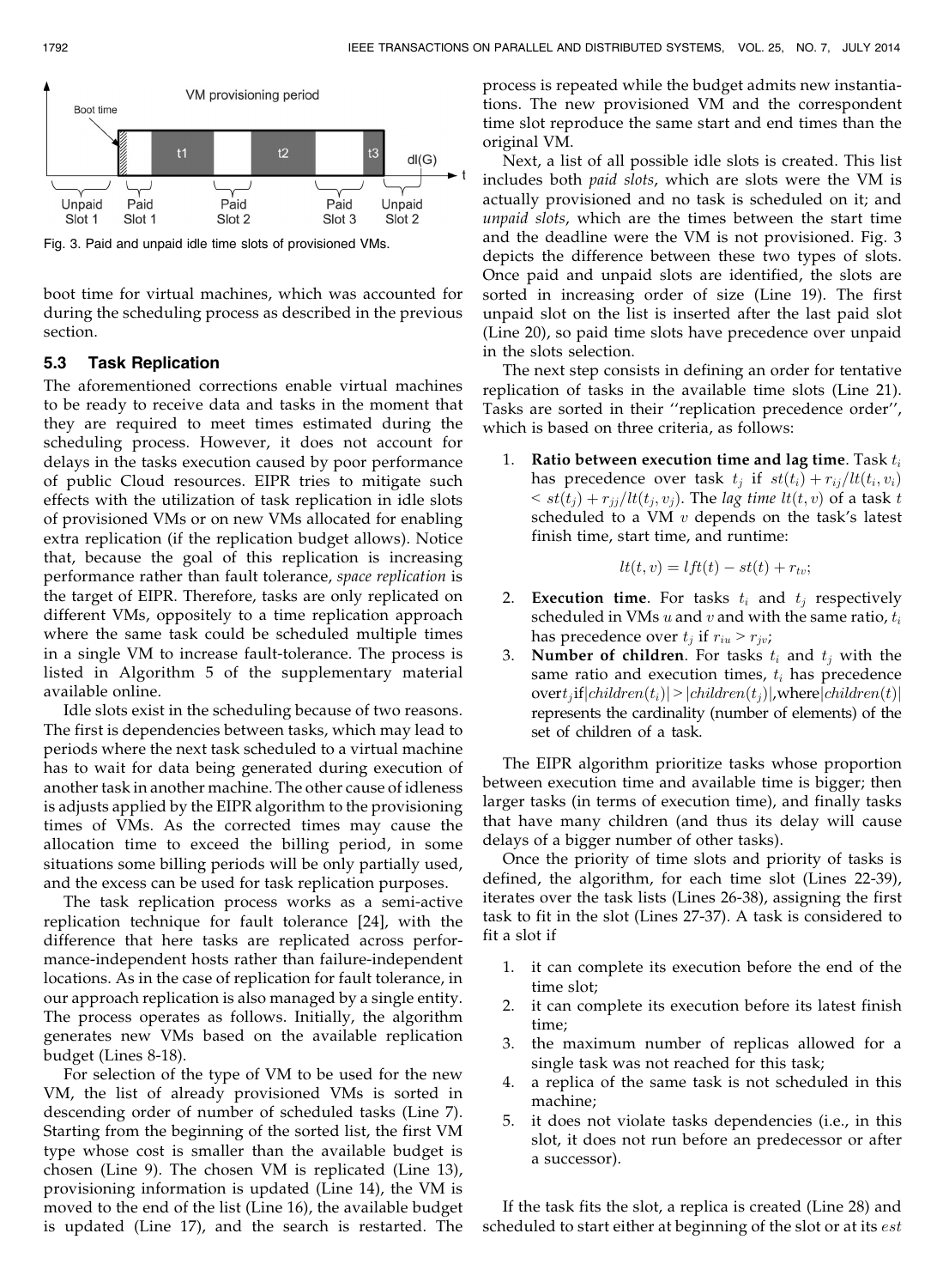Fig. 3. Paid and unpaid idle time slots of provisioned VMs.

boot time for virtual machines, which was accounted for during the scheduling process as described in the previous section.

### 5.3 Task Replication

The aforementioned corrections enable virtual machines to be ready to receive data and tasks in the moment that they are required to meet times estimated during the scheduling process. However, it does not account for delays in the tasks execution caused by poor performance of public Cloud resources. EIPR tries to mitigate such effects with the utilization of task replication in idle slots of provisioned VMs or on new VMs allocated for enabling extra replication (if the replication budget allows). Notice that, because the goal of this replication is increasing performance rather than fault tolerance, *space replication* is the target of EIPR. Therefore, tasks are only replicated on different VMs, oppositely to a time replication approach where the same task could be scheduled multiple times in a single VM to increase fault-tolerance. The process is listed in Algorithm 5 of the supplementary material available online.

Idle slots exist in the scheduling because of two reasons. The first is dependencies between tasks, which may lead to periods where the next task scheduled to a virtual machine has to wait for data being generated during execution of another task in another machine. The other cause of idleness is adjusts applied by the EIPR algorithm to the provisioning times of VMs. As the corrected times may cause the allocation time to exceed the billing period, in some situations some billing periods will be only partially used, and the excess can be used for task replication purposes.

The task replication process works as a semi-active replication technique for fault tolerance [24], with the difference that here tasks are replicated across performance-independent hosts rather than failure-independent locations. As in the case of replication for fault tolerance, in our approach replication is also managed by a single entity. The process operates as follows. Initially, the algorithm generates new VMs based on the available replication budget (Lines 8-18).

For selection of the type of VM to be used for the new VM, the list of already provisioned VMs is sorted in descending order of number of scheduled tasks (Line 7). Starting from the beginning of the sorted list, the first VM type whose cost is smaller than the available budget is chosen (Line 9). The chosen VM is replicated (Line 13), provisioning information is updated (Line 14), the VM is moved to the end of the list (Line 16), the available budget is updated (Line 17), and the search is restarted. The process is repeated while the budget admits new instantiations. The new provisioned VM and the correspondent time slot reproduce the same start and end times than the original VM.

Next, a list of all possible idle slots is created. This list includes both *paid slots*, which are slots were the VM is actually provisioned and no task is scheduled on it; and *unpaid slots*, which are the times between the start time and the deadline were the VM is not provisioned. Fig. 3 depicts the difference between these two types of slots. Once paid and unpaid slots are identified, the slots are sorted in increasing order of size (Line 19). The first unpaid slot on the list is inserted after the last paid slot (Line 20), so paid time slots have precedence over unpaid in the slots selection.

The next step consists in defining an order for tentative replication of tasks in the available time slots (Line 21). Tasks are sorted in their ''replication precedence order'', which is based on three criteria, as follows:

1. **Ratio between execution time and lag time**. Task $t_i$ has precedence over task $t_j$ if $st(t_i) + r_{ij}/lt(t_i, v_i) < st(t_j) + r_{jj}/lt(t_j, v_j)$. The *lag time* $lt(t, v)$ of a task $t$ scheduled to a VM $v$ depends on the task's latest finish time, start time, and runtime:

$$lt(t, v) = lft(t) - st(t) + r_{tv};$$

2. **Execution time**. For tasks $t_i$ and $t_j$ respectively scheduled in VMs $u$ and $v$ and with the same ratio, $t_i$ has precedence over $t_j$ if $r_{iu} > r_{jv}$;
3. **Number of children**. For tasks $t_i$ and $t_j$ with the same ratio and execution times, $t_i$ has precedence over $t_j$ if $|children(t_i)| > |children(t_j)|$, where $|children(t)|$ represents the cardinality (number of elements) of the set of children of a task.

The EIPR algorithm prioritize tasks whose proportion between execution time and available time is bigger; then larger tasks (in terms of execution time), and finally tasks that have many children (and thus its delay will cause delays of a bigger number of other tasks).

Once the priority of time slots and priority of tasks is defined, the algorithm, for each time slot (Lines 22-39), iterates over the task lists (Lines 26-38), assigning the first task to fit in the slot (Lines 27-37). A task is considered to fit a slot if

1. it can complete its execution before the end of the time slot;
2. it can complete its execution before its latest finish time;
3. the maximum number of replicas allowed for a single task was not reached for this task;
4. a replica of the same task is not scheduled in this machine;
5. it does not violate tasks dependencies (i.e., in this slot, it does not run before an predecessor or after a successor).

If the task fits the slot, a replica is created (Line 28) and scheduled to start either at beginning of the slot or at its $est$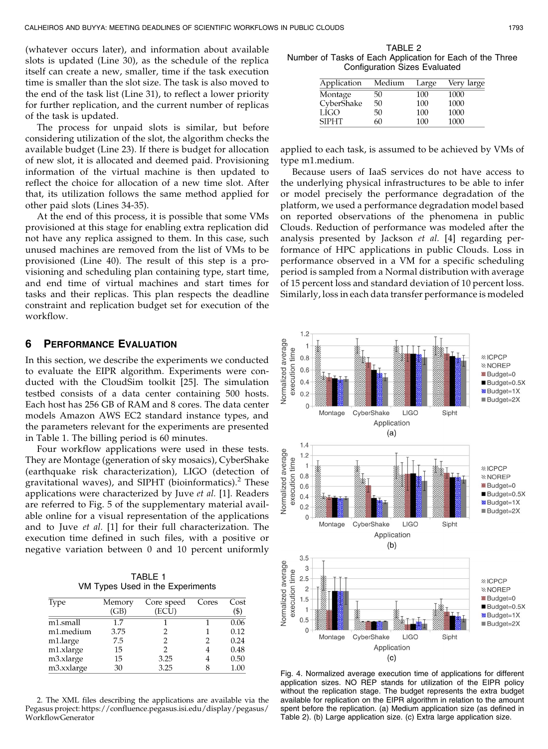(whatever occurs later), and information about available slots is updated (Line 30), as the schedule of the replica itself can create a new, smaller, time if the task execution time is smaller than the slot size. The task is also moved to the end of the task list (Line 31), to reflect a lower priority for further replication, and the current number of replicas of the task is updated.

The process for unpaid slots is similar, but before considering utilization of the slot, the algorithm checks the available budget (Line 23). If there is budget for allocation of new slot, it is allocated and deemed paid. Provisioning information of the virtual machine is then updated to reflect the choice for allocation of a new time slot. After that, its utilization follows the same method applied for other paid slots (Lines 34-35).

At the end of this process, it is possible that some VMs provisioned at this stage for enabling extra replication did not have any replica assigned to them. In this case, such unused machines are removed from the list of VMs to be provisioned (Line 40). The result of this step is a provisioning and scheduling plan containing type, start time, and end time of virtual machines and start times for tasks and their replicas. This plan respects the deadline constraint and replication budget set for execution of the workflow.

## 6 Performance Evaluation

In this section, we describe the experiments we conducted to evaluate the EIPR algorithm. Experiments were conducted with the CloudSim toolkit [25]. The simulation testbed consists of a data center containing 500 hosts. Each host has 256 GB of RAM and 8 cores. The data center models Amazon AWS EC2 standard instance types, and the parameters relevant for the experiments are presented in Table 1. The billing period is 60 minutes.

Four workflow applications were used in these tests. They are Montage (generation of sky mosaics), CyberShake (earthquake risk characterization), LIGO (detection of gravitational waves), and SIPHT (bioinformatics).[2] These applications were characterized by Juve *et al.* [1]. Readers are referred to Fig. 5 of the supplementary material available online for a visual representation of the applications and to Juve *et al.* [1] for their full characterization. The execution time defined in such files, with a positive or negative variation between 0 and 10 percent uniformly applied to each task, is assumed to be achieved by VMs of type m1.medium.

TABLE 1
VM Types Used in the Experiments

| Type | Memory (GB) | Core speed (ECU) | Cores | Cost ($) |
|---|---|---|---|---|
| m1.small | 1.7 | 1 | 1 | 0.06 |
| m1.medium | 3.75 | 2 | 1 | 0.12 |
| m1.large | 7.5 | 2 | 2 | 0.24 |
| m1.xlarge | 15 | 2 | 4 | 0.48 |
| m3.xlarge | 15 | 3.25 | 4 | 0.50 |
| m3.xxlarge | 30 | 3.25 | 8 | 1.00 |

TABLE 2
Number of Tasks of Each Application for Each of the Three Configuration Sizes Evaluated

| Application | Medium | Large | Very large |
|---|---|---|---|
| Montage | 50 | 100 | 1000 |
| CyberShake | 50 | 100 | 1000 |
| LIGO | 50 | 100 | 1000 |
| SIPHT | 60 | 100 | 1000 |

Because users of IaaS services do not have access to the underlying physical infrastructures to be able to infer or model precisely the performance degradation of the platform, we used a performance degradation model based on reported observations of the phenomena in public Clouds. Reduction of performance was modeled after the analysis presented by Jackson *et al.* [4] regarding performance of HPC applications in public Clouds. Loss in performance observed in a VM for a specific scheduling period is sampled from a Normal distribution with average of 15 percent loss and standard deviation of 10 percent loss. Similarly, loss in each data transfer performance is modeled

Fig. 4. Normalized average execution time of applications for different application sizes. NO REP stands for utilization of the EIPR policy without the replication stage. The budget represents the extra budget available for replication on the EIPR algorithm in relation to the amount spent before the replication. (a) Medium application size (as defined in Table 2). (b) Large application size. (c) Extra large application size.

2. The XML files describing the applications are available via the Pegasus project: https://confluence.pegasus.isi.edu/display/pegasus/WorkflowGenerator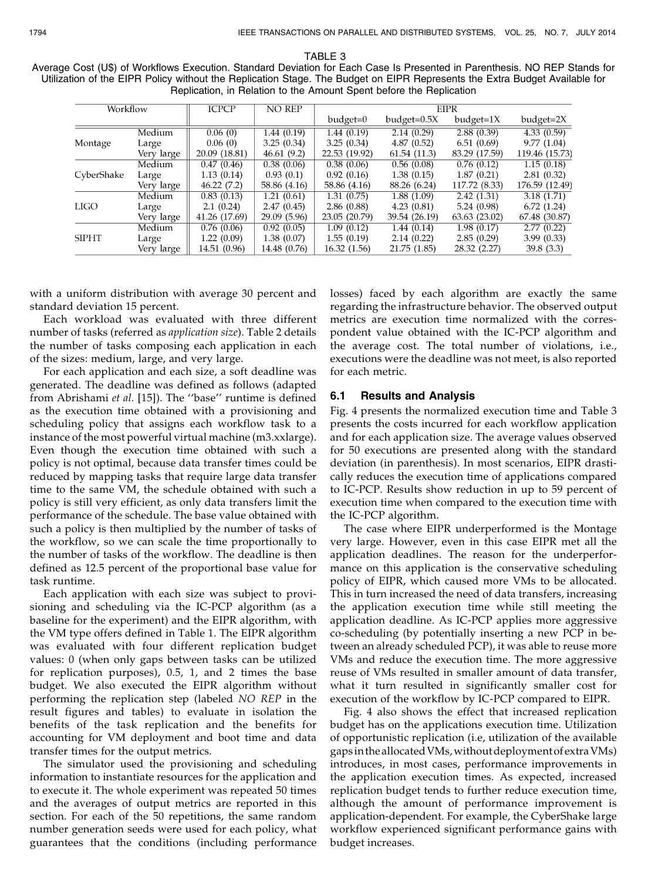TABLE 3
Average Cost (U$) of Workflows Execution. Standard Deviation for Each Case Is Presented in Parenthesis. NO REP Stands for Utilization of the EIPR Policy without the Replication Stage. The Budget on EIPR Represents the Extra Budget Available for Replication, in Relation to the Amount Spent before the Replication

| Workflow | | ICPCP | NO REP | EIPR | | | |
|---|---|---|---|---|---|---|---|
| | | | | budget=0 | budget=0.5X | budget=1X | budget=2X |
| Montage | Medium | 0.06 (0) | 1.44 (0.19) | 1.44 (0.19) | 2.14 (0.29) | 2.88 (0.39) | 4.33 (0.59) |
| | Large | 0.06 (0) | 3.25 (0.34) | 3.25 (0.34) | 4.87 (0.52) | 6.51 (0.69) | 9.77 (1.04) |
| | Very large | 20.09 (18.81) | 46.61 (9.2) | 22.53 (19.92) | 61.54 (11.3) | 83.29 (17.59) | 119.46 (15.73) |
| CyberShake | Medium | 0.47 (0.46) | 0.38 (0.06) | 0.38 (0.06) | 0.56 (0.08) | 0.76 (0.12) | 1.15 (0.18) |
| | Large | 1.13 (0.14) | 0.93 (0.1) | 0.92 (0.16) | 1.38 (0.15) | 1.87 (0.21) | 2.81 (0.32) |
| | Very large | 46.22 (7.2) | 58.86 (4.16) | 58.86 (4.16) | 88.26 (6.24) | 117.72 (8.33) | 176.59 (12.49) |
| LIGO | Medium | 0.83 (0.13) | 1.21 (0.61) | 1.31 (0.75) | 1.88 (1.09) | 2.42 (1.31) | 3.18 (1.71) |
| | Large | 2.1 (0.24) | 2.47 (0.45) | 2.86 (0.88) | 4.23 (0.81) | 5.24 (0.98) | 6.72 (1.24) |
| | Very large | 41.26 (17.69) | 29.09 (5.96) | 23.05 (20.79) | 39.54 (26.19) | 63.63 (23.02) | 67.48 (30.87) |
| SIPHT | Medium | 0.76 (0.06) | 0.92 (0.05) | 1.09 (0.12) | 1.44 (0.14) | 1.98 (0.17) | 2.77 (0.22) |
| | Large | 1.22 (0.09) | 1.38 (0.07) | 1.55 (0.19) | 2.14 (0.22) | 2.85 (0.29) | 3.99 (0.33) |
| | Very large | 14.51 (0.96) | 14.48 (0.76) | 16.32 (1.56) | 21.75 (1.85) | 28.32 (2.27) | 39.8 (3.3) |

with a uniform distribution with average 30 percent and standard deviation 15 percent.

Each workload was evaluated with three different number of tasks (referred as *application size*). Table 2 details the number of tasks composing each application in each of the sizes: medium, large, and very large.

For each application and each size, a soft deadline was generated. The deadline was defined as follows (adapted from Abrishami *et al.* [15]). The "base" runtime is defined as the execution time obtained with a provisioning and scheduling policy that assigns each workflow task to a instance of the most powerful virtual machine (m3.xxlarge). Even though the execution time obtained with such a policy is not optimal, because data transfer times could be reduced by mapping tasks that require large data transfer time to the same VM, the schedule obtained with such a policy is still very efficient, as only data transfers limit the performance of the schedule. The base value obtained with such a policy is then multiplied by the number of tasks of the workflow, so we can scale the time proportionally to the number of tasks of the workflow. The deadline is then defined as 12.5 percent of the proportional base value for task runtime.

Each application with each size was subject to provisioning and scheduling via the IC-PCP algorithm (as a baseline for the experiment) and the EIPR algorithm, with the VM type offers defined in Table 1. The EIPR algorithm was evaluated with four different replication budget values: 0 (when only gaps between tasks can be utilized for replication purposes), 0.5, 1, and 2 times the base budget. We also executed the EIPR algorithm without performing the replication step (labeled *NO REP* in the result figures and tables) to evaluate in isolation the benefits of the task replication and the benefits for accounting for VM deployment and boot time and data transfer times for the output metrics.

The simulator used the provisioning and scheduling information to instantiate resources for the application and to execute it. The whole experiment was repeated 50 times and the averages of output metrics are reported in this section. For each of the 50 repetitions, the same random number generation seeds were used for each policy, what guarantees that the conditions (including performance losses) faced by each algorithm are exactly the same regarding the infrastructure behavior. The observed output metrics are execution time normalized with the correspondent value obtained with the IC-PCP algorithm and the average cost. The total number of violations, i.e., executions were the deadline was not meet, is also reported for each metric.

### 6.1 Results and Analysis

Fig. 4 presents the normalized execution time and Table 3 presents the costs incurred for each workflow application and for each application size. The average values observed for 50 executions are presented along with the standard deviation (in parenthesis). In most scenarios, EIPR drastically reduces the execution time of applications compared to IC-PCP. Results show reduction in up to 59 percent of execution time when compared to the execution time with the IC-PCP algorithm.

The case where EIPR underperformed is the Montage very large. However, even in this case EIPR met all the application deadlines. The reason for the underperformance on this application is the conservative scheduling policy of EIPR, which caused more VMs to be allocated. This in turn increased the need of data transfers, increasing the application execution time while still meeting the application deadline. As IC-PCP applies more aggressive co-scheduling (by potentially inserting a new PCP in between an already scheduled PCP), it was able to reuse more VMs and reduce the execution time. The more aggressive reuse of VMs resulted in smaller amount of data transfer, what it turn resulted in significantly smaller cost for execution of the workflow by IC-PCP compared to EIPR.

Fig. 4 also shows the effect that increased replication budget has on the applications execution time. Utilization of opportunistic replication (i.e, utilization of the available gaps in the allocated VMs, without deployment of extra VMs) introduces, in most cases, performance improvements in the application execution times. As expected, increased replication budget tends to further reduce execution time, although the amount of performance improvement is application-dependent. For example, the CyberShake large workflow experienced significant performance gains with budget increases.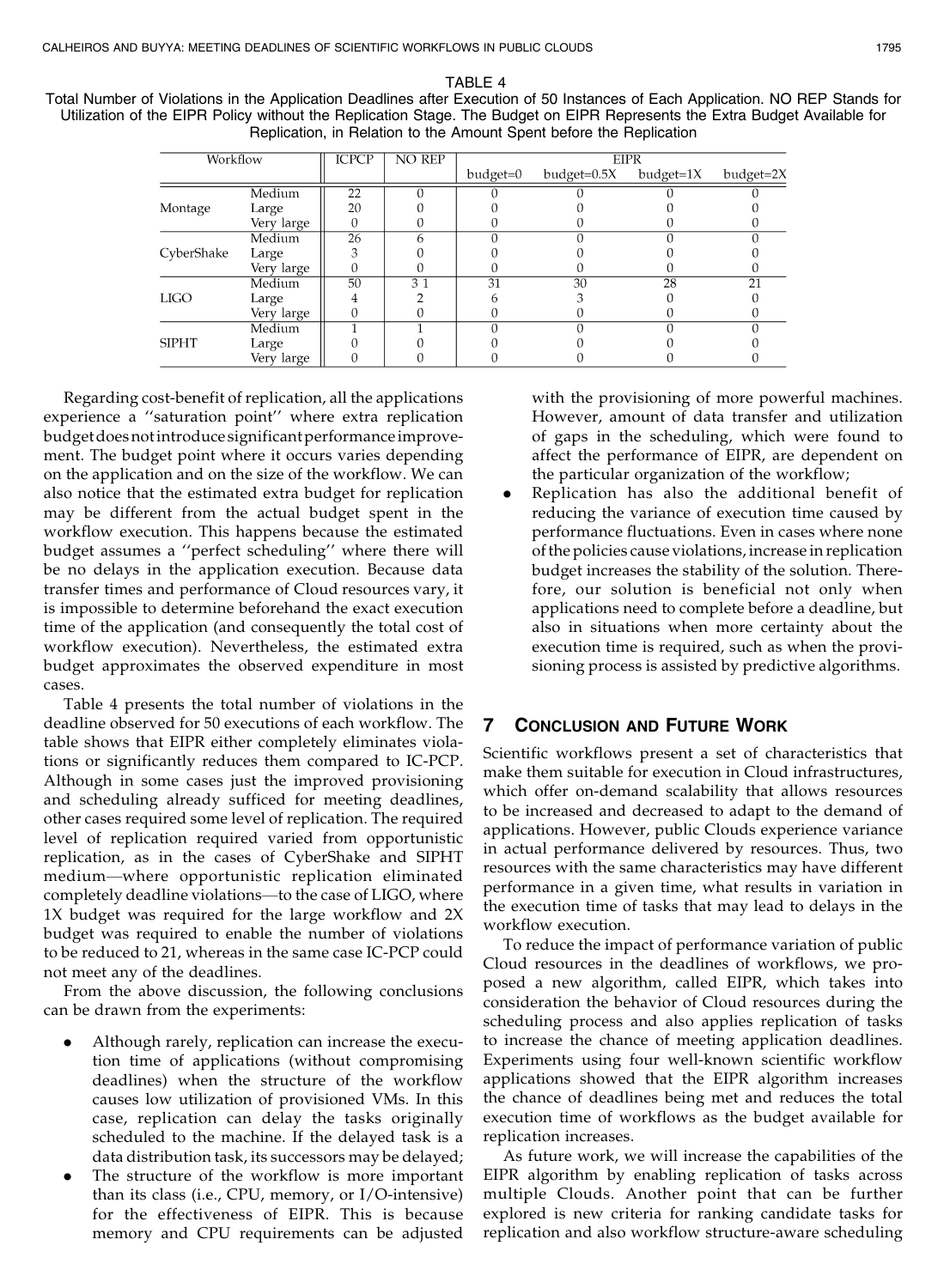TABLE 4
Total Number of Violations in the Application Deadlines after Execution of 50 Instances of Each Application. NO REP Stands for Utilization of the EIPR Policy without the Replication Stage. The Budget on EIPR Represents the Extra Budget Available for Replication, in Relation to the Amount Spent before the Replication

| Workflow | | ICPCP | NO REP | EIPR | | | |
|---|---|---|---|---|---|---|---|
| | | | | budget=0 | budget=0.5X | budget=1X | budget=2X |
| Montage | Medium | 22 | 0 | 0 | 0 | 0 | 0 |
| | Large | 20 | 0 | 0 | 0 | 0 | 0 |
| | Very large | 0 | 0 | 0 | 0 | 0 | 0 |
| CyberShake | Medium | 26 | 6 | 0 | 0 | 0 | 0 |
| | Large | 3 | 0 | 0 | 0 | 0 | 0 |
| | Very large | 0 | 0 | 0 | 0 | 0 | 0 |
| LIGO | Medium | 50 | 3 1 | 31 | 30 | 28 | 21 |
| | Large | 4 | 2 | 6 | 3 | 0 | 0 |
| | Very large | 0 | 0 | 0 | 0 | 0 | 0 |
| SIPHT | Medium | 1 | 1 | 0 | 0 | 0 | 0 |
| | Large | 0 | 0 | 0 | 0 | 0 | 0 |
| | Very large | 0 | 0 | 0 | 0 | 0 | 0 |

Regarding cost-benefit of replication, all the applications experience a ''saturation point'' where extra replication budget does not introduce significant performance improvement. The budget point where it occurs varies depending on the application and on the size of the workflow. We can also notice that the estimated extra budget for replication may be different from the actual budget spent in the workflow execution. This happens because the estimated budget assumes a ''perfect scheduling'' where there will be no delays in the application execution. Because data transfer times and performance of Cloud resources vary, it is impossible to determine beforehand the exact execution time of the application (and consequently the total cost of workflow execution). Nevertheless, the estimated extra budget approximates the observed expenditure in most cases.

Table 4 presents the total number of violations in the deadline observed for 50 executions of each workflow. The table shows that EIPR either completely eliminates violations or significantly reduces them compared to IC-PCP. Although in some cases just the improved provisioning and scheduling already sufficed for meeting deadlines, other cases required some level of replication. The required level of replication required varied from opportunistic replication, as in the cases of CyberShake and SIPHT medium—where opportunistic replication eliminated completely deadline violations—to the case of LIGO, where 1X budget was required for the large workflow and 2X budget was required to enable the number of violations to be reduced to 21, whereas in the same case IC-PCP could not meet any of the deadlines.

From the above discussion, the following conclusions can be drawn from the experiments:

- Although rarely, replication can increase the execution time of applications (without compromising deadlines) when the structure of the workflow causes low utilization of provisioned VMs. In this case, replication can delay the tasks originally scheduled to the machine. If the delayed task is a data distribution task, its successors may be delayed;
- The structure of the workflow is more important than its class (i.e., CPU, memory, or I/O-intensive) for the effectiveness of EIPR. This is because memory and CPU requirements can be adjusted with the provisioning of more powerful machines. However, amount of data transfer and utilization of gaps in the scheduling, which were found to affect the performance of EIPR, are dependent on the particular organization of the workflow;
- Replication has also the additional benefit of reducing the variance of execution time caused by performance fluctuations. Even in cases where none of the policies cause violations, increase in replication budget increases the stability of the solution. Therefore, our solution is beneficial not only when applications need to complete before a deadline, but also in situations when more certainty about the execution time is required, such as when the provisioning process is assisted by predictive algorithms.

## 7 Conclusion and Future Work

Scientific workflows present a set of characteristics that make them suitable for execution in Cloud infrastructures, which offer on-demand scalability that allows resources to be increased and decreased to adapt to the demand of applications. However, public Clouds experience variance in actual performance delivered by resources. Thus, two resources with the same characteristics may have different performance in a given time, what results in variation in the execution time of tasks that may lead to delays in the workflow execution.

To reduce the impact of performance variation of public Cloud resources in the deadlines of workflows, we proposed a new algorithm, called EIPR, which takes into consideration the behavior of Cloud resources during the scheduling process and also applies replication of tasks to increase the chance of meeting application deadlines. Experiments using four well-known scientific workflow applications showed that the EIPR algorithm increases the chance of deadlines being met and reduces the total execution time of workflows as the budget available for replication increases.

As future work, we will increase the capabilities of the EIPR algorithm by enabling replication of tasks across multiple Clouds. Another point that can be further explored is new criteria for ranking candidate tasks for replication and also workflow structure-aware scheduling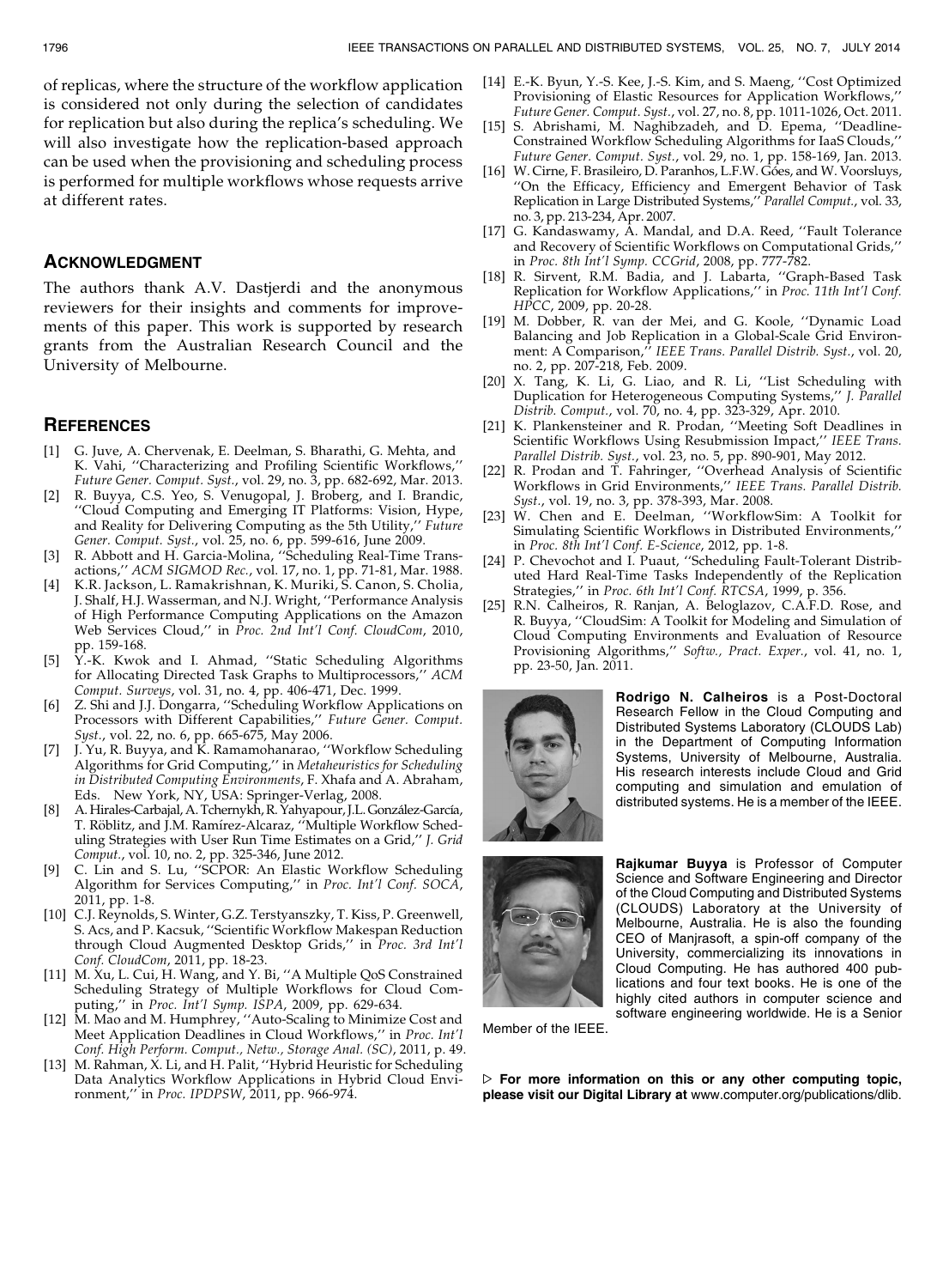of replicas, where the structure of the workflow application is considered not only during the selection of candidates for replication but also during the replica's scheduling. We will also investigate how the replication-based approach can be used when the provisioning and scheduling process is performed for multiple workflows whose requests arrive at different rates.

## ACKNOWLEDGMENT

The authors thank A.V. Dastjerdi and the anonymous reviewers for their insights and comments for improvements of this paper. This work is supported by research grants from the Australian Research Council and the University of Melbourne.

## REFERENCES

[1] G. Juve, A. Chervenak, E. Deelman, S. Bharathi, G. Mehta, and K. Vahi, ''Characterizing and Profiling Scientific Workflows,'' *Future Gener. Comput. Syst.*, vol. 29, no. 3, pp. 682-692, Mar. 2013.

[2] R. Buyya, C.S. Yeo, S. Venugopal, J. Broberg, and I. Brandic, ''Cloud Computing and Emerging IT Platforms: Vision, Hype, and Reality for Delivering Computing as the 5th Utility,'' *Future Gener. Comput. Syst.*, vol. 25, no. 6, pp. 599-616, June 2009.

[3] R. Abbott and H. Garcia-Molina, ''Scheduling Real-Time Transactions,'' *ACM SIGMOD Rec.*, vol. 17, no. 1, pp. 71-81, Mar. 1988.

[4] K.R. Jackson, L. Ramakrishnan, K. Muriki, S. Canon, S. Cholia, J. Shalf, H.J. Wasserman, and N.J. Wright, ''Performance Analysis of High Performance Computing Applications on the Amazon Web Services Cloud,'' in *Proc. 2nd Int'l Conf. CloudCom*, 2010, pp. 159-168.

[5] Y.-K. Kwok and I. Ahmad, ''Static Scheduling Algorithms for Allocating Directed Task Graphs to Multiprocessors,'' *ACM Comput. Surveys*, vol. 31, no. 4, pp. 406-471, Dec. 1999.

[6] Z. Shi and J.J. Dongarra, ''Scheduling Workflow Applications on Processors with Different Capabilities,'' *Future Gener. Comput. Syst.*, vol. 22, no. 6, pp. 665-675, May 2006.

[7] J. Yu, R. Buyya, and K. Ramamohanarao, ''Workflow Scheduling Algorithms for Grid Computing,'' in *Metaheuristics for Scheduling in Distributed Computing Environments*, F. Xhafa and A. Abraham, Eds. New York, NY, USA: Springer-Verlag, 2008.

[8] A. Hirales-Carbajal, A. Tchernykh, R. Yahyapour, J.L. González-García, T. Röblitz, and J.M. Ramírez-Alcaraz, ''Multiple Workflow Scheduling Strategies with User Run Time Estimates on a Grid,'' *J. Grid Comput.*, vol. 10, no. 2, pp. 325-346, June 2012.

[9] C. Lin and S. Lu, ''SCPOR: An Elastic Workflow Scheduling Algorithm for Services Computing,'' in *Proc. Int'l Conf. SOCA*, 2011, pp. 1-8.

[10] C.J. Reynolds, S. Winter, G.Z. Terstyanszky, T. Kiss, P. Greenwell, S. Acs, and P. Kacsuk, ''Scientific Workflow Makespan Reduction through Cloud Augmented Desktop Grids,'' in *Proc. 3rd Int'l Conf. CloudCom*, 2011, pp. 18-23.

[11] M. Xu, L. Cui, H. Wang, and Y. Bi, ''A Multiple QoS Constrained Scheduling Strategy of Multiple Workflows for Cloud Computing,'' in *Proc. Int'l Symp. ISPA*, 2009, pp. 629-634.

[12] M. Mao and M. Humphrey, ''Auto-Scaling to Minimize Cost and Meet Application Deadlines in Cloud Workflows,'' in *Proc. Int'l Conf. High Perform. Comput., Netw., Storage Anal. (SC)*, 2011, p. 49.

[13] M. Rahman, X. Li, and H. Palit, ''Hybrid Heuristic for Scheduling Data Analytics Workflow Applications in Hybrid Cloud Environment,'' in *Proc. IPDPSW*, 2011, pp. 966-974.

[14] E.-K. Byun, Y.-S. Kee, J.-S. Kim, and S. Maeng, ''Cost Optimized Provisioning of Elastic Resources for Application Workflows,'' *Future Gener. Comput. Syst.*, vol. 27, no. 8, pp. 1011-1026, Oct. 2011.

[15] S. Abrishami, M. Naghibzadeh, and D. Epema, ''Deadline-Constrained Workflow Scheduling Algorithms for IaaS Clouds,'' *Future Gener. Comput. Syst.*, vol. 29, no. 1, pp. 158-169, Jan. 2013.

[16] W. Cirne, F. Brasileiro, D. Paranhos, L.F.W. Góes, and W. Voorsluys, ''On the Efficacy, Efficiency and Emergent Behavior of Task Replication in Large Distributed Systems,'' *Parallel Comput.*, vol. 33, no. 3, pp. 213-234, Apr. 2007.

[17] G. Kandaswamy, A. Mandal, and D.A. Reed, ''Fault Tolerance and Recovery of Scientific Workflows on Computational Grids,'' in *Proc. 8th Int'l Symp. CCGrid*, 2008, pp. 777-782.

[18] R. Sirvent, R.M. Badia, and J. Labarta, ''Graph-Based Task Replication for Workflow Applications,'' in *Proc. 11th Int'l Conf. HPCC*, 2009, pp. 20-28.

[19] M. Dobber, R. van der Mei, and G. Koole, ''Dynamic Load Balancing and Job Replication in a Global-Scale Grid Environment: A Comparison,'' *IEEE Trans. Parallel Distrib. Syst.*, vol. 20, no. 2, pp. 207-218, Feb. 2009.

[20] X. Tang, K. Li, G. Liao, and R. Li, ''List Scheduling with Duplication for Heterogeneous Computing Systems,'' *J. Parallel Distrib. Comput.*, vol. 70, no. 4, pp. 323-329, Apr. 2010.

[21] K. Plankensteiner and R. Prodan, ''Meeting Soft Deadlines in Scientific Workflows Using Resubmission Impact,'' *IEEE Trans. Parallel Distrib. Syst.*, vol. 23, no. 5, pp. 890-901, May 2012.

[22] R. Prodan and T. Fahringer, ''Overhead Analysis of Scientific Workflows in Grid Environments,'' *IEEE Trans. Parallel Distrib. Syst.*, vol. 19, no. 3, pp. 378-393, Mar. 2008.

[23] W. Chen and E. Deelman, ''WorkflowSim: A Toolkit for Simulating Scientific Workflows in Distributed Environments,'' in *Proc. 8th Int'l Conf. E-Science*, 2012, pp. 1-8.

[24] P. Chevochot and I. Puaut, ''Scheduling Fault-Tolerant Distributed Hard Real-Time Tasks Independently of the Replication Strategies,'' in *Proc. 6th Int'l Conf. RTCSA*, 1999, p. 356.

[25] R.N. Calheiros, R. Ranjan, A. Beloglazov, C.A.F.D. Rose, and R. Buyya, ''CloudSim: A Toolkit for Modeling and Simulation of Cloud Computing Environments and Evaluation of Resource Provisioning Algorithms,'' *Softw., Pract. Exper.*, vol. 41, no. 1, pp. 23-50, Jan. 2011.

**Rodrigo N. Calheiros** is a Post-Doctoral Research Fellow in the Cloud Computing and Distributed Systems Laboratory (CLOUDS Lab) in the Department of Computing Information Systems, University of Melbourne, Australia. His research interests include Cloud and Grid computing and simulation and emulation of distributed systems. He is a member of the IEEE.

**Rajkumar Buyya** is Professor of Computer Science and Software Engineering and Director of the Cloud Computing and Distributed Systems (CLOUDS) Laboratory at the University of Melbourne, Australia. He is also the founding CEO of Manjrasoft, a spin-off company of the University, commercializing its innovations in Cloud Computing. He has authored 400 publications and four text books. He is one of the highly cited authors in computer science and software engineering worldwide. He is a Senior Member of the IEEE.

▷ **For more information on this or any other computing topic, please visit our Digital Library at** www.computer.org/publications/dlib.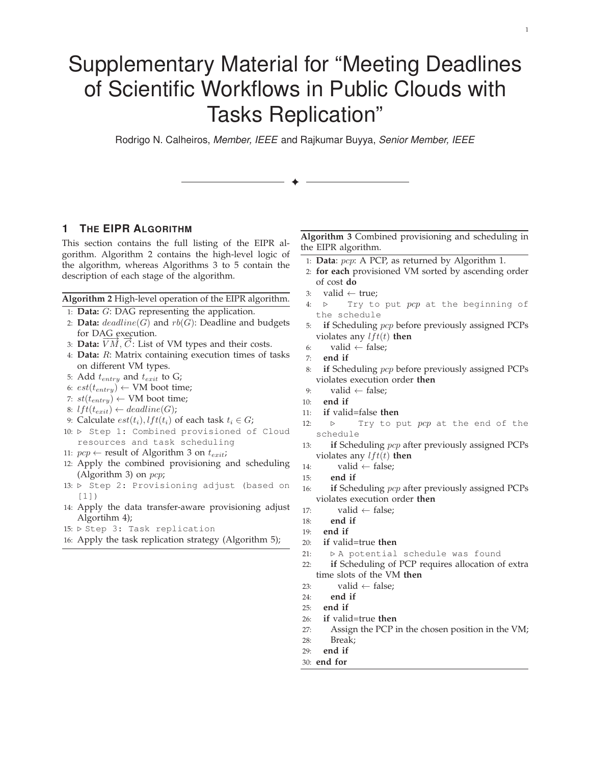# Supplementary Material for "Meeting Deadlines of Scientific Workflows in Public Clouds with Tasks Replication"

Rodrigo N. Calheiros, *Member, IEEE* and Rajkumar Buyya, *Senior Member, IEEE*

## 1 The EIPR Algorithm

This section contains the full listing of the EIPR algorithm. Algorithm 2 contains the high-level logic of the algorithm, whereas Algorithms 3 to 5 contain the description of each stage of the algorithm.

**Algorithm 2** High-level operation of the EIPR algorithm.

1: **Data:** $G$: DAG representing the application.
2: **Data:** $deadline(G)$ and $rb(G)$: Deadline and budgets for DAG execution.
3: **Data:** $\overrightarrow{VM}, \overrightarrow{C}$: List of VM types and their costs.
4: **Data:** $R$: Matrix containing execution times of tasks on different VM types.
5: Add $t_{entry}$ and $t_{exit}$ to G;
6: $est(t_{entry}) \leftarrow$ VM boot time;
7: $st(t_{entry}) \leftarrow$ VM boot time;
8: $lft(t_{exit}) \leftarrow deadline(G)$;
9: Calculate $est(t_i), lft(t_i)$ of each task $t_i \in G$;
10: ▷ Step 1: Combined provisioned of Cloud resources and task scheduling
11: $pcp \leftarrow$ result of Algorithm 3 on $t_{exit}$;
12: Apply the combined provisioning and scheduling (Algorithm 3) on $pcp$;
13: ▷ Step 2: Provisioning adjust (based on [1])
14: Apply the data transfer-aware provisioning adjust Algortihm 4);
15: ▷ Step 3: Task replication
16: Apply the task replication strategy (Algorithm 5);

**Algorithm 3** Combined provisioning and scheduling in the EIPR algorithm.

1: **Data**: $pcp$: A PCP, as returned by Algorithm 1.
2: **for each** provisioned VM sorted by ascending order of cost **do**
3: valid ← true;
4: ▷ Try to put $pcp$ at the beginning of the schedule
5: **if** Scheduling $pcp$ before previously assigned PCPs violates any $lft(t)$ **then**
6: valid ← false;
7: **end if**
8: **if** Scheduling $pcp$ before previously assigned PCPs violates execution order **then**
9: valid ← false;
10: **end if**
11: **if** valid=false **then**
12: ▷ Try to put $pcp$ at the end of the schedule
13: **if** Scheduling $pcp$ after previously assigned PCPs violates any $lft(t)$ **then**
14: valid ← false;
15: **end if**
16: **if** Scheduling $pcp$ after previously assigned PCPs violates execution order **then**
17: valid ← false;
18: **end if**
19: **end if**
20: **if** valid=true **then**
21: ▷ A potential schedule was found
22: **if** Scheduling of PCP requires allocation of extra time slots of the VM **then**
23: valid ← false;
24: **end if**
25: **end if**
26: **if** valid=true **then**
27: Assign the PCP in the chosen position in the VM;
28: Break;
29: **end if**
30: **end for**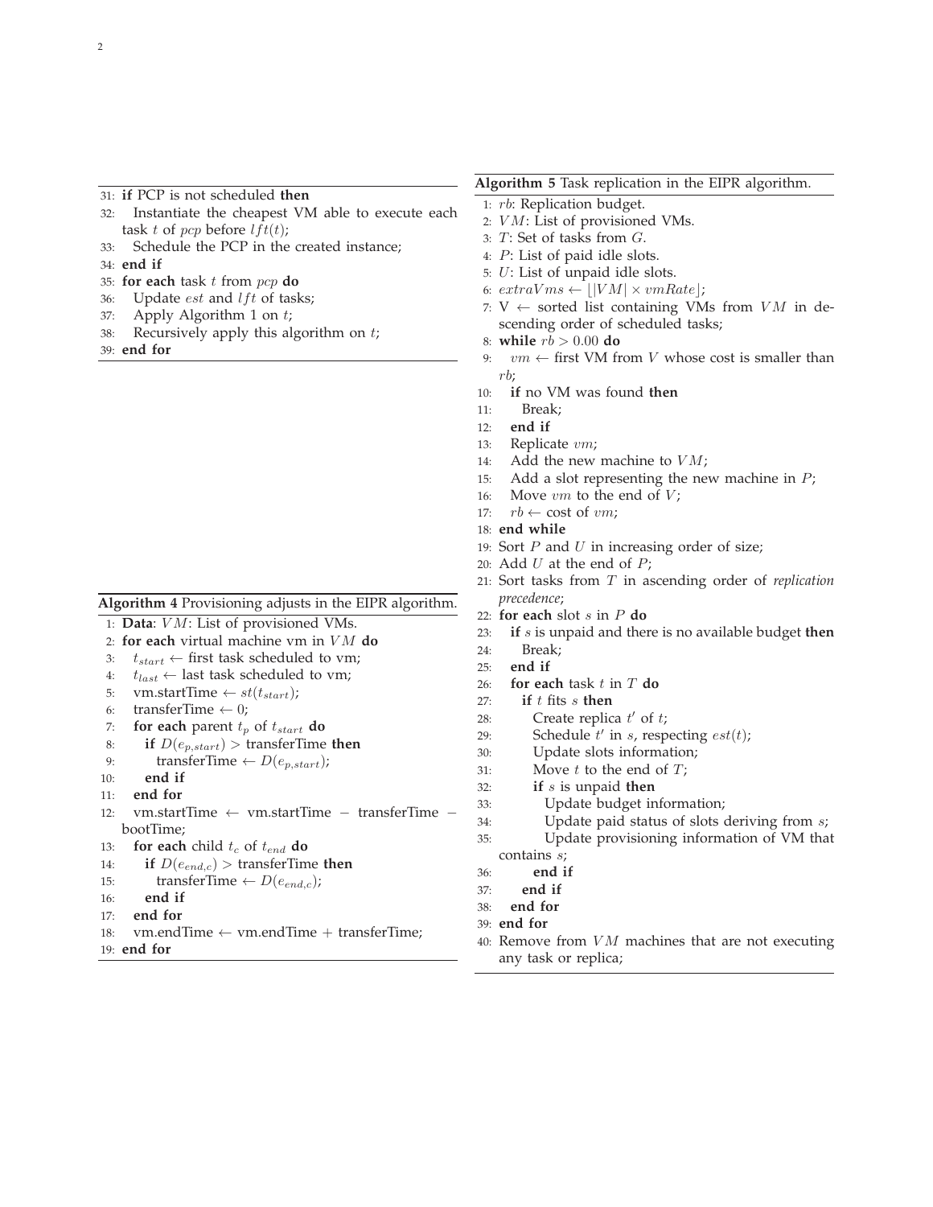```
31: if PCP is not scheduled then
32:   Instantiate the cheapest VM able to execute each task t of pcp before lft(t);
33:   Schedule the PCP in the created instance;
34: end if
35: for each task t from pcp do
36:   Update est and lft of tasks;
37:   Apply Algorithm 1 on t;
38:   Recursively apply this algorithm on t;
39: end for
```

**Algorithm 4** Provisioning adjusts in the EIPR algorithm.

```
1: Data: VM: List of provisioned VMs.
2: for each virtual machine vm in VM do
3:   t_start ← first task scheduled to vm;
4:   t_last ← last task scheduled to vm;
5:   vm.startTime ← st(t_start);
6:   transferTime ← 0;
7:   for each parent t_p of t_start do
8:     if D(e_{p,start}) > transferTime then
9:       transferTime ← D(e_{p,start});
10:    end if
11:  end for
12:  vm.startTime ← vm.startTime − transferTime − bootTime;
13:  for each child t_c of t_end do
14:    if D(e_{end,c}) > transferTime then
15:      transferTime ← D(e_{end,c});
16:    end if
17:  end for
18:  vm.endTime ← vm.endTime + transferTime;
19: end for
```

**Algorithm 5** Task replication in the EIPR algorithm.

```
1: rb: Replication budget.
2: VM: List of provisioned VMs.
3: T: Set of tasks from G.
4: P: List of paid idle slots.
5: U: List of unpaid idle slots.
6: extraVms ← ⌊|VM| × vmRate⌋;
7: V ← sorted list containing VMs from VM in descending order of scheduled tasks;
8: while rb > 0.00 do
9:   vm ← first VM from V whose cost is smaller than rb;
10:  if no VM was found then
11:    Break;
12:  end if
13:  Replicate vm;
14:  Add the new machine to VM;
15:  Add a slot representing the new machine in P;
16:  Move vm to the end of V;
17:  rb ← cost of vm;
18: end while
19: Sort P and U in increasing order of size;
20: Add U at the end of P;
21: Sort tasks from T in ascending order of replication precedence;
22: for each slot s in P do
23:   if s is unpaid and there is no available budget then
24:     Break;
25:   end if
26:   for each task t in T do
27:     if t fits s then
28:       Create replica t' of t;
29:       Schedule t' in s, respecting est(t);
30:       Update slots information;
31:       Move t to the end of T;
32:       if s is unpaid then
33:         Update budget information;
34:         Update paid status of slots deriving from s;
35:         Update provisioning information of VM that contains s;
36:       end if
37:     end if
38:   end for
39: end for
40: Remove from VM machines that are not executing any task or replica;
```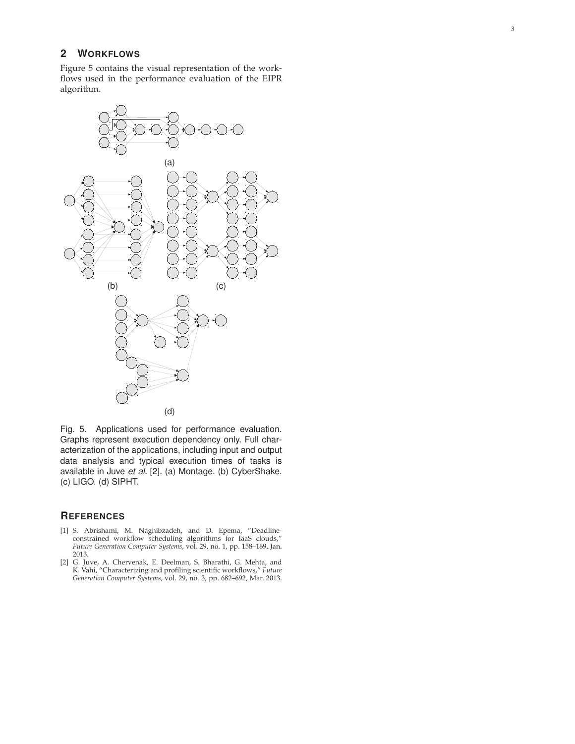## 2 Workflows

Figure 5 contains the visual representation of the workflows used in the performance evaluation of the EIPR algorithm.

(a)

(b)

(c)

(d)

Fig. 5. Applications used for performance evaluation. Graphs represent execution dependency only. Full characterization of the applications, including input and output data analysis and typical execution times of tasks is available in Juve *et al.* [2]. (a) Montage. (b) CyberShake. (c) LIGO. (d) SIPHT.

## References

[1] S. Abrishami, M. Naghibzadeh, and D. Epema, "Deadline-constrained workflow scheduling algorithms for IaaS clouds," *Future Generation Computer Systems*, vol. 29, no. 1, pp. 158–169, Jan. 2013.

[2] G. Juve, A. Chervenak, E. Deelman, S. Bharathi, G. Mehta, and K. Vahi, "Characterizing and profiling scientific workflows," *Future Generation Computer Systems*, vol. 29, no. 3, pp. 682–692, Mar. 2013.